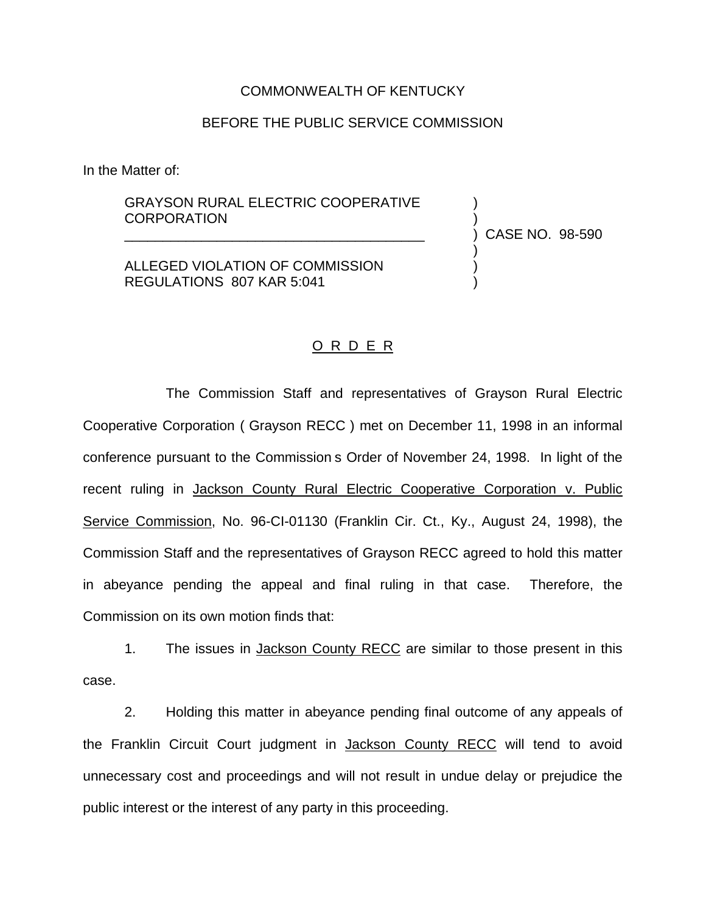COMMONWEALTH OF KENTUCKY

BEFORE THE PUBLIC SERVICE COMMISSION

In the Matter of:

GRAYSON RURAL ELECTRIC COOPERATIVE CORPORATION ) CASE NO. 98-590

ALLEGED VIOLATION OF COMMISSION REGULATIONS 807 KAR 5:041

# O R D E R

The Commission Staff and representatives of Grayson Rural Electric Cooperative Corporation ( Grayson RECC ) met on December 11, 1998 in an informal conference pursuant to the Commission s Order of November 24, 1998. In light of the recent ruling in Jackson County Rural Electric Cooperative Corporation v. Public Service Commission, No. 96-CI-01130 (Franklin Cir. Ct., Ky., August 24, 1998), the Commission Staff and the representatives of Grayson RECC agreed to hold this matter in abeyance pending the appeal and final ruling in that case. Therefore, the Commission on its own motion finds that:

1. The issues in Jackson County RECC are similar to those present in this case.

2. Holding this matter in abeyance pending final outcome of any appeals of the Franklin Circuit Court judgment in Jackson County RECC will tend to avoid unnecessary cost and proceedings and will not result in undue delay or prejudice the public interest or the interest of any party in this proceeding.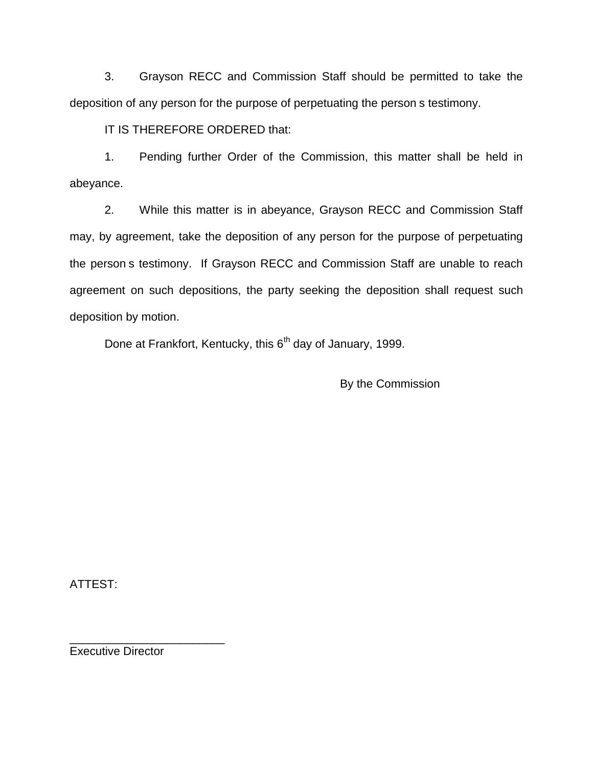3. Grayson RECC and Commission Staff should be permitted to take the deposition of any person for the purpose of perpetuating the person s testimony.

IT IS THEREFORE ORDERED that:

1. Pending further Order of the Commission, this matter shall be held in abeyance.

2. While this matter is in abeyance, Grayson RECC and Commission Staff may, by agreement, take the deposition of any person for the purpose of perpetuating the person s testimony. If Grayson RECC and Commission Staff are unable to reach agreement on such depositions, the party seeking the deposition shall request such deposition by motion.

Done at Frankfort, Kentucky, this 6th day of January, 1999.

By the Commission

ATTEST:

________________________
Executive Director